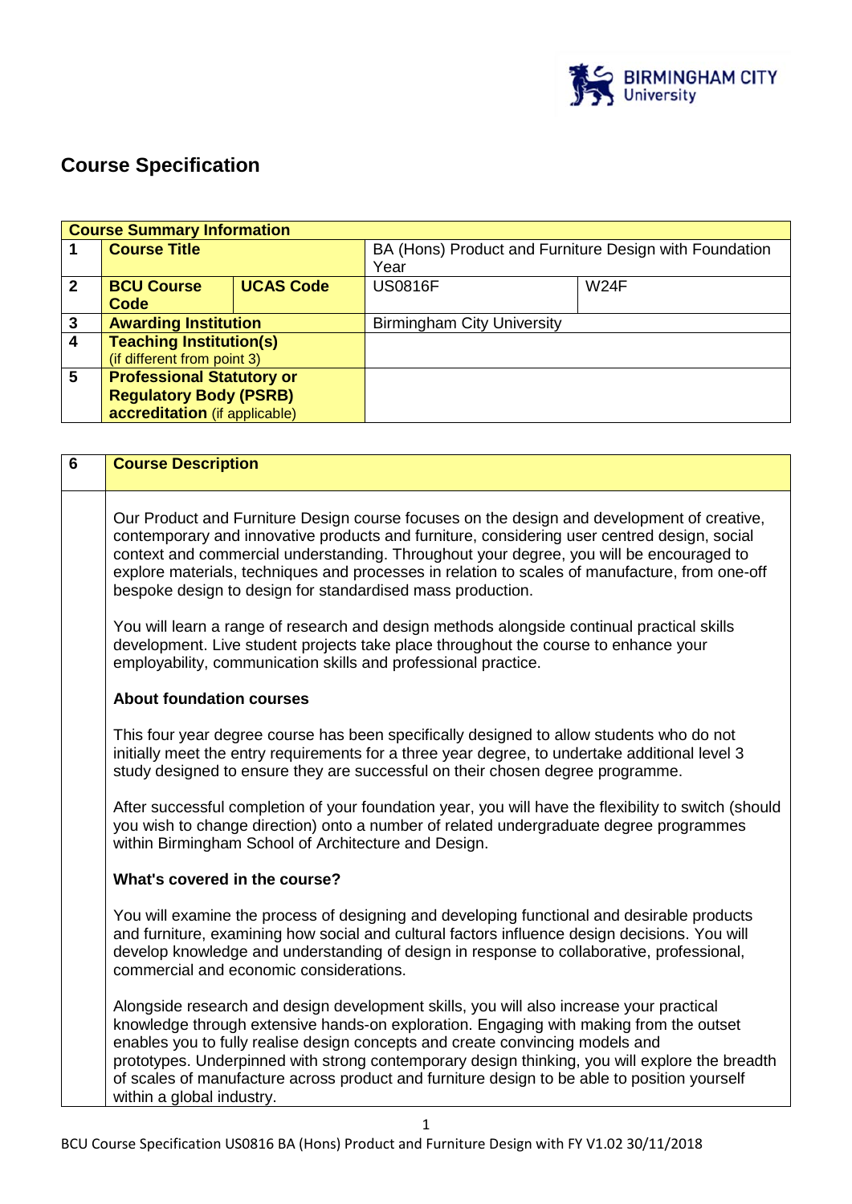# Course Specification

| Course Summary Information | | | | |
|---|---|---|---|---|
| 1 | **Course Title** | | BA (Hons) Product and Furniture Design with Foundation Year | |
| 2 | **BCU Course Code** | **UCAS Code** | US0816F | W24F |
| 3 | **Awarding Institution** | | Birmingham City University | |
| 4 | **Teaching Institution(s)** (if different from point 3) | | | |
| 5 | **Professional Statutory or Regulatory Body (PSRB) accreditation** (if applicable) | | | |

| 6 | Course Description |
|---|---|

Our Product and Furniture Design course focuses on the design and development of creative, contemporary and innovative products and furniture, considering user centred design, social context and commercial understanding. Throughout your degree, you will be encouraged to explore materials, techniques and processes in relation to scales of manufacture, from one-off bespoke design to design for standardised mass production.

You will learn a range of research and design methods alongside continual practical skills development. Live student projects take place throughout the course to enhance your employability, communication skills and professional practice.

**About foundation courses**

This four year degree course has been specifically designed to allow students who do not initially meet the entry requirements for a three year degree, to undertake additional level 3 study designed to ensure they are successful on their chosen degree programme.

After successful completion of your foundation year, you will have the flexibility to switch (should you wish to change direction) onto a number of related undergraduate degree programmes within Birmingham School of Architecture and Design.

**What's covered in the course?**

You will examine the process of designing and developing functional and desirable products and furniture, examining how social and cultural factors influence design decisions. You will develop knowledge and understanding of design in response to collaborative, professional, commercial and economic considerations.

Alongside research and design development skills, you will also increase your practical knowledge through extensive hands-on exploration. Engaging with making from the outset enables you to fully realise design concepts and create convincing models and prototypes. Underpinned with strong contemporary design thinking, you will explore the breadth of scales of manufacture across product and furniture design to be able to position yourself within a global industry.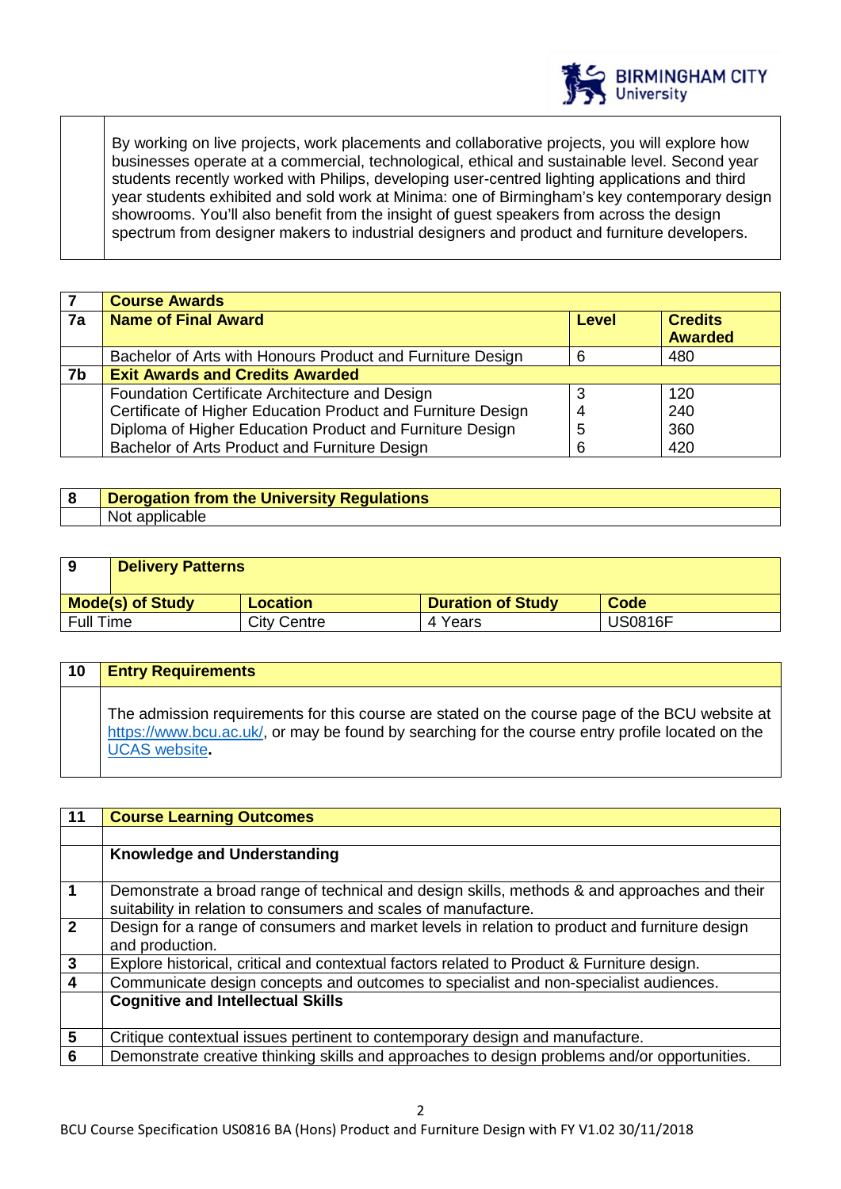| | |
|---|---|
| | By working on live projects, work placements and collaborative projects, you will explore how businesses operate at a commercial, technological, ethical and sustainable level. Second year students recently worked with Philips, developing user-centred lighting applications and third year students exhibited and sold work at Minima: one of Birmingham's key contemporary design showrooms. You'll also benefit from the insight of guest speakers from across the design spectrum from designer makers to industrial designers and product and furniture developers. |

| 7 | Course Awards | | |
|---|---|---|---|
| 7a | **Name of Final Award** | **Level** | **Credits Awarded** |
| | Bachelor of Arts with Honours Product and Furniture Design | 6 | 480 |
| 7b | **Exit Awards and Credits Awarded** | | |
| | Foundation Certificate Architecture and Design | 3 | 120 |
| | Certificate of Higher Education Product and Furniture Design | 4 | 240 |
| | Diploma of Higher Education Product and Furniture Design | 5 | 360 |
| | Bachelor of Arts Product and Furniture Design | 6 | 420 |

| 8 | Derogation from the University Regulations |
|---|---|
| | Not applicable |

| 9 | Delivery Patterns | | |
|---|---|---|---|
| **Mode(s) of Study** | **Location** | **Duration of Study** | **Code** |
| Full Time | City Centre | 4 Years | US0816F |

| 10 | Entry Requirements |
|---|---|
| | The admission requirements for this course are stated on the course page of the BCU website at https://www.bcu.ac.uk/, or may be found by searching for the course entry profile located on the UCAS website. |

| 11 | Course Learning Outcomes |
|---|---|
| | |
| | **Knowledge and Understanding** |
| 1 | Demonstrate a broad range of technical and design skills, methods & and approaches and their suitability in relation to consumers and scales of manufacture. |
| 2 | Design for a range of consumers and market levels in relation to product and furniture design and production. |
| 3 | Explore historical, critical and contextual factors related to Product & Furniture design. |
| 4 | Communicate design concepts and outcomes to specialist and non-specialist audiences. |
| | **Cognitive and Intellectual Skills** |
| 5 | Critique contextual issues pertinent to contemporary design and manufacture. |
| 6 | Demonstrate creative thinking skills and approaches to design problems and/or opportunities. |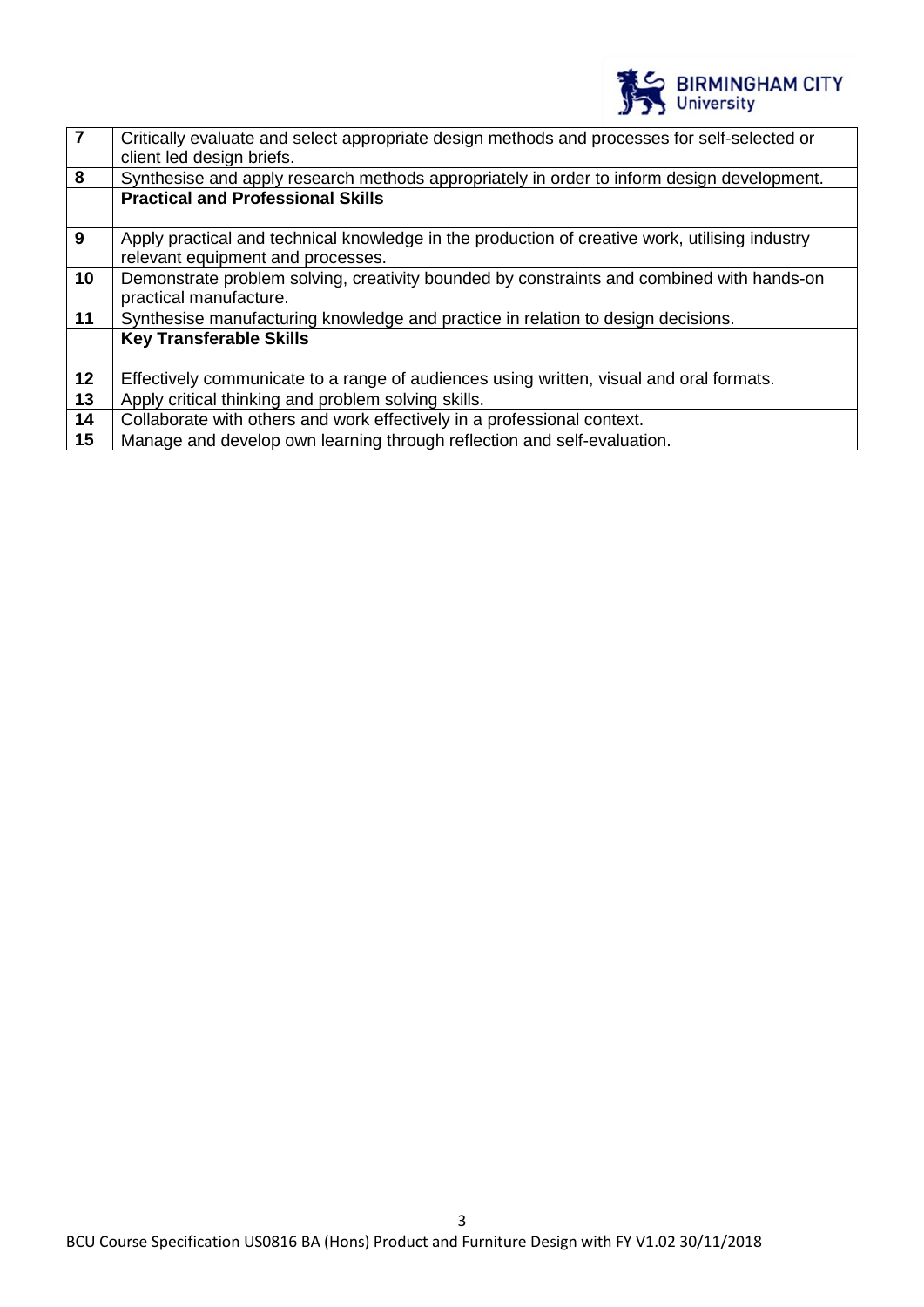| | |
|---|---|
| **7** | Critically evaluate and select appropriate design methods and processes for self-selected or client led design briefs. |
| **8** | Synthesise and apply research methods appropriately in order to inform design development. |
| | **Practical and Professional Skills** |
| **9** | Apply practical and technical knowledge in the production of creative work, utilising industry relevant equipment and processes. |
| **10** | Demonstrate problem solving, creativity bounded by constraints and combined with hands-on practical manufacture. |
| **11** | Synthesise manufacturing knowledge and practice in relation to design decisions. |
| | **Key Transferable Skills** |
| **12** | Effectively communicate to a range of audiences using written, visual and oral formats. |
| **13** | Apply critical thinking and problem solving skills. |
| **14** | Collaborate with others and work effectively in a professional context. |
| **15** | Manage and develop own learning through reflection and self-evaluation. |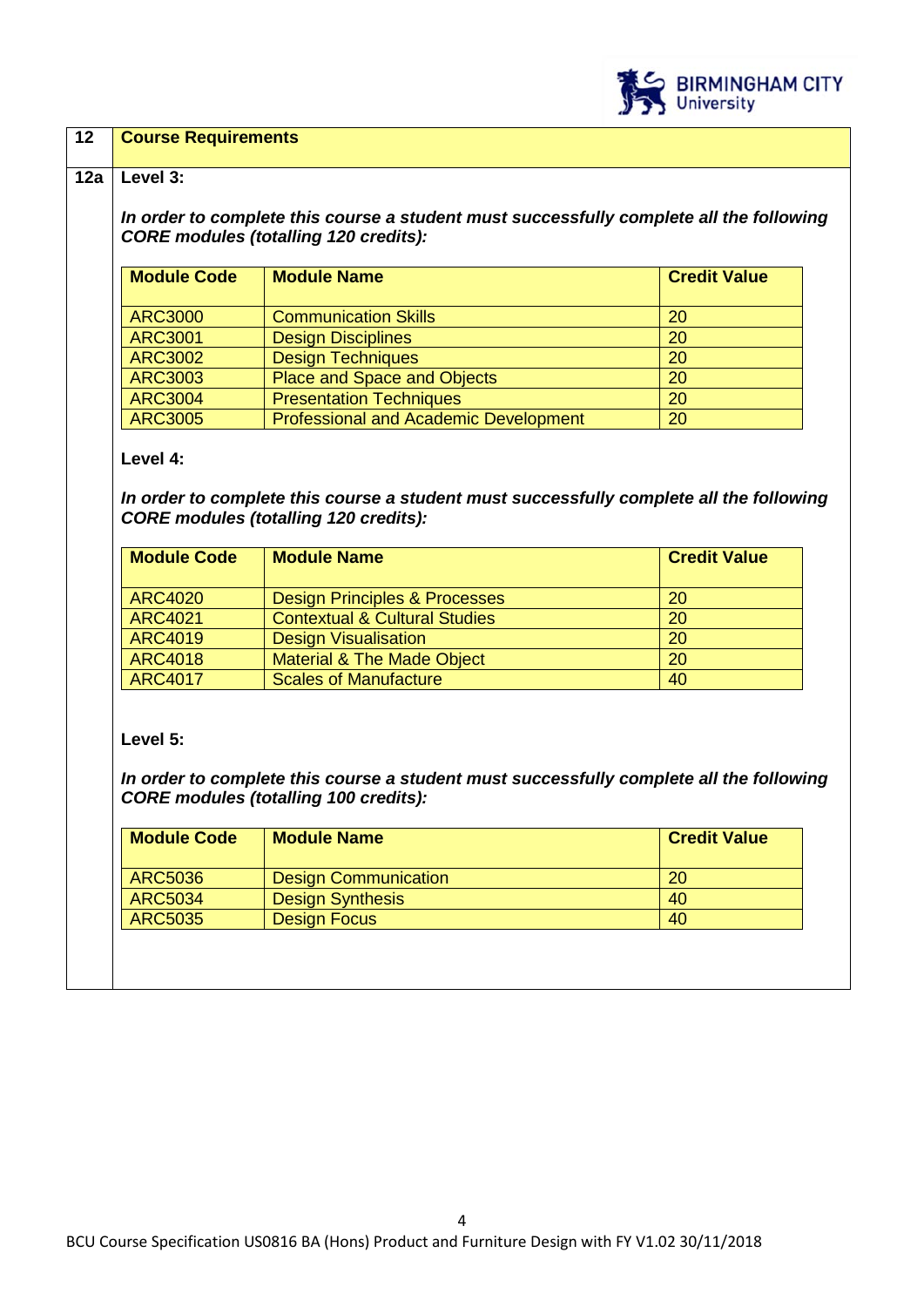| 12 | Course Requirements |
|---|---|

**12a Level 3:**

***In order to complete this course a student must successfully complete all the following CORE modules (totalling 120 credits):***

| Module Code | Module Name | Credit Value |
|---|---|---|
| ARC3000 | Communication Skills | 20 |
| ARC3001 | Design Disciplines | 20 |
| ARC3002 | Design Techniques | 20 |
| ARC3003 | Place and Space and Objects | 20 |
| ARC3004 | Presentation Techniques | 20 |
| ARC3005 | Professional and Academic Development | 20 |

**Level 4:**

***In order to complete this course a student must successfully complete all the following CORE modules (totalling 120 credits):***

| Module Code | Module Name | Credit Value |
|---|---|---|
| ARC4020 | Design Principles & Processes | 20 |
| ARC4021 | Contextual & Cultural Studies | 20 |
| ARC4019 | Design Visualisation | 20 |
| ARC4018 | Material & The Made Object | 20 |
| ARC4017 | Scales of Manufacture | 40 |

**Level 5:**

***In order to complete this course a student must successfully complete all the following CORE modules (totalling 100 credits):***

| Module Code | Module Name | Credit Value |
|---|---|---|
| ARC5036 | Design Communication | 20 |
| ARC5034 | Design Synthesis | 40 |
| ARC5035 | Design Focus | 40 |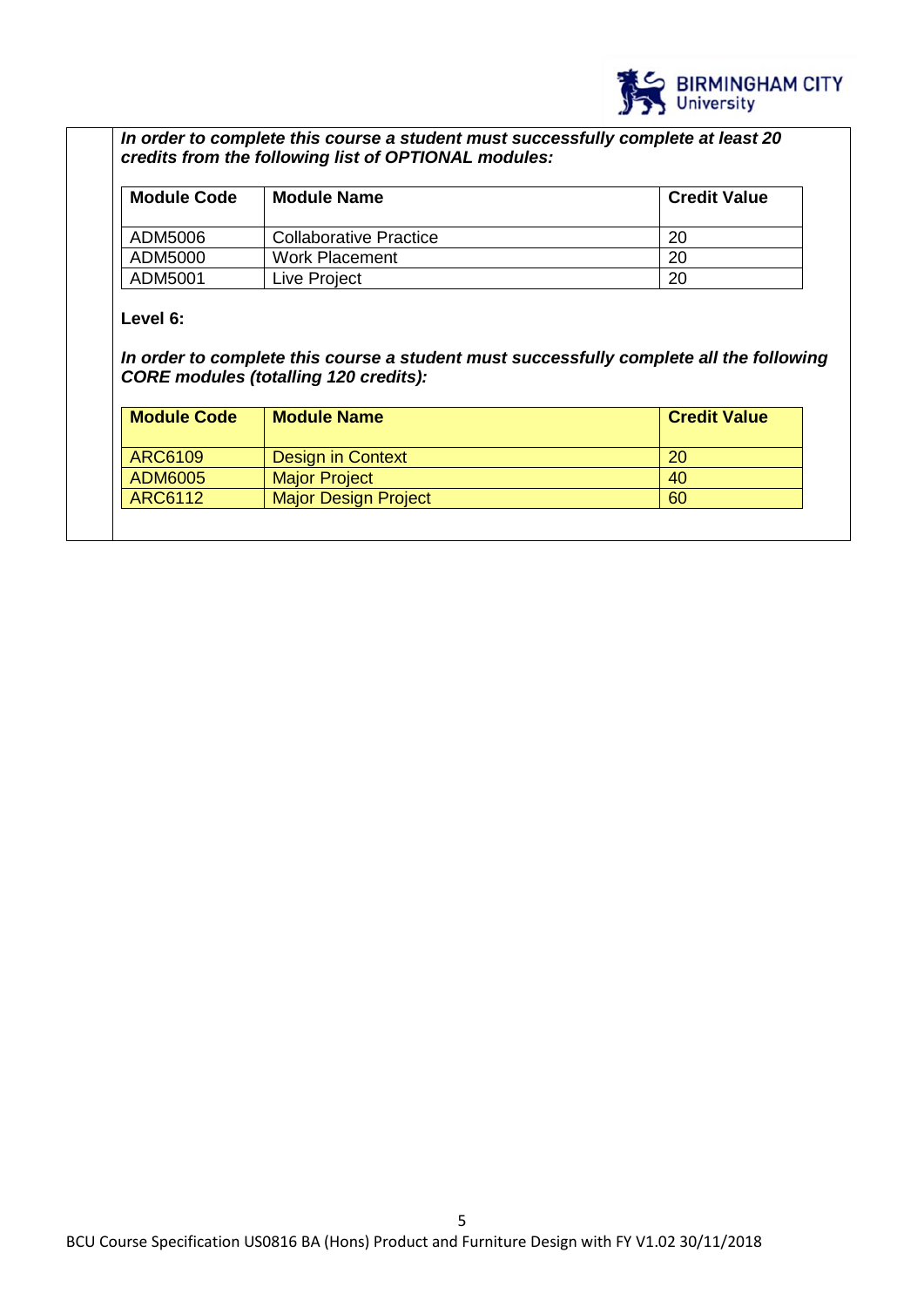***In order to complete this course a student must successfully complete at least 20 credits from the following list of OPTIONAL modules:***

| Module Code | Module Name | Credit Value |
|---|---|---|
| ADM5006 | Collaborative Practice | 20 |
| ADM5000 | Work Placement | 20 |
| ADM5001 | Live Project | 20 |

**Level 6:**

***In order to complete this course a student must successfully complete all the following CORE modules (totalling 120 credits):***

| Module Code | Module Name | Credit Value |
|---|---|---|
| ARC6109 | Design in Context | 20 |
| ADM6005 | Major Project | 40 |
| ARC6112 | Major Design Project | 60 |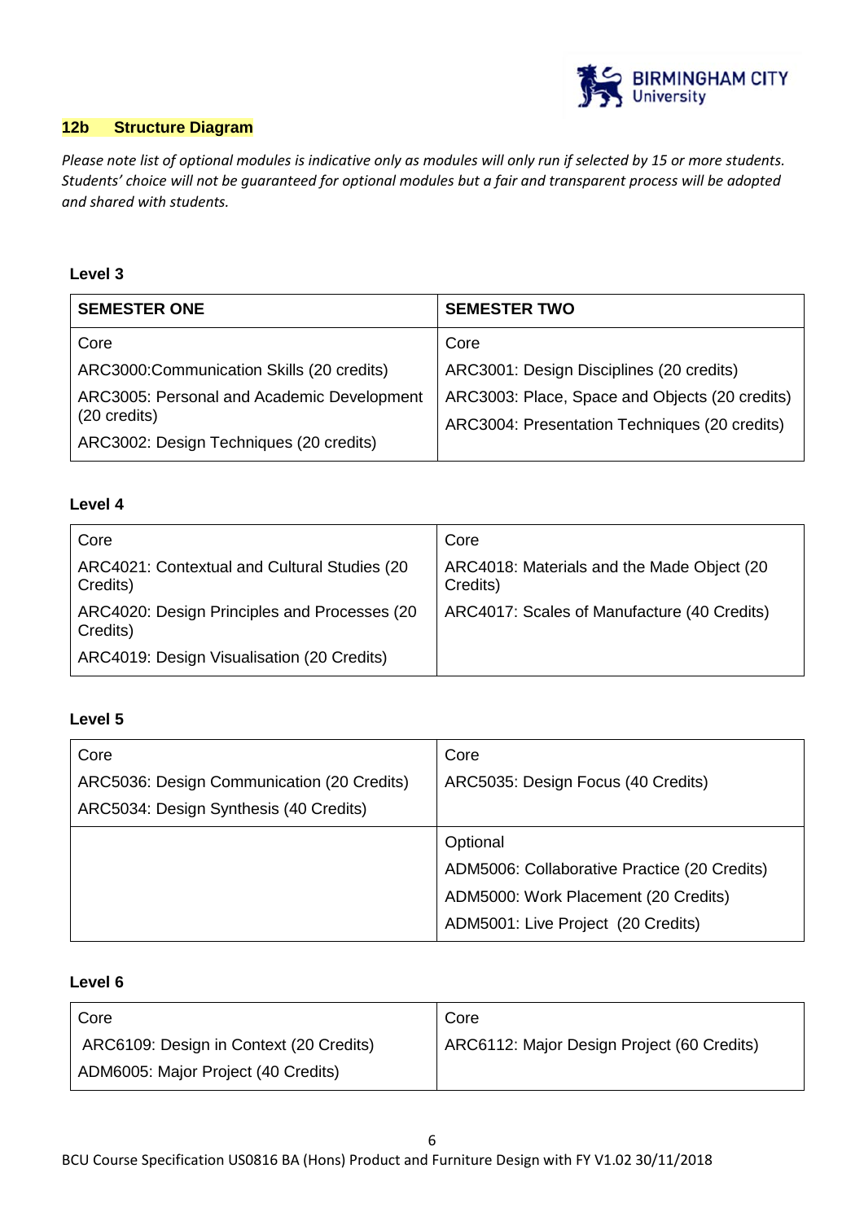## 12b Structure Diagram

*Please note list of optional modules is indicative only as modules will only run if selected by 15 or more students. Students' choice will not be guaranteed for optional modules but a fair and transparent process will be adopted and shared with students.*

### Level 3

| SEMESTER ONE | SEMESTER TWO |
|---|---|
| Core<br>ARC3000:Communication Skills (20 credits)<br>ARC3005: Personal and Academic Development (20 credits)<br>ARC3002: Design Techniques (20 credits) | Core<br>ARC3001: Design Disciplines (20 credits)<br>ARC3003: Place, Space and Objects (20 credits)<br>ARC3004: Presentation Techniques (20 credits) |

### Level 4

| | |
|---|---|
| Core<br>ARC4021: Contextual and Cultural Studies (20 Credits)<br>ARC4020: Design Principles and Processes (20 Credits)<br>ARC4019: Design Visualisation (20 Credits) | Core<br>ARC4018: Materials and the Made Object (20 Credits)<br>ARC4017: Scales of Manufacture (40 Credits) |

### Level 5

| | |
|---|---|
| Core<br>ARC5036: Design Communication (20 Credits)<br>ARC5034: Design Synthesis (40 Credits) | Core<br>ARC5035: Design Focus (40 Credits) |
| | Optional<br>ADM5006: Collaborative Practice (20 Credits)<br>ADM5000: Work Placement (20 Credits)<br>ADM5001: Live Project (20 Credits) |

### Level 6

| | |
|---|---|
| Core<br>ARC6109: Design in Context (20 Credits)<br>ADM6005: Major Project (40 Credits) | Core<br>ARC6112: Major Design Project (60 Credits) |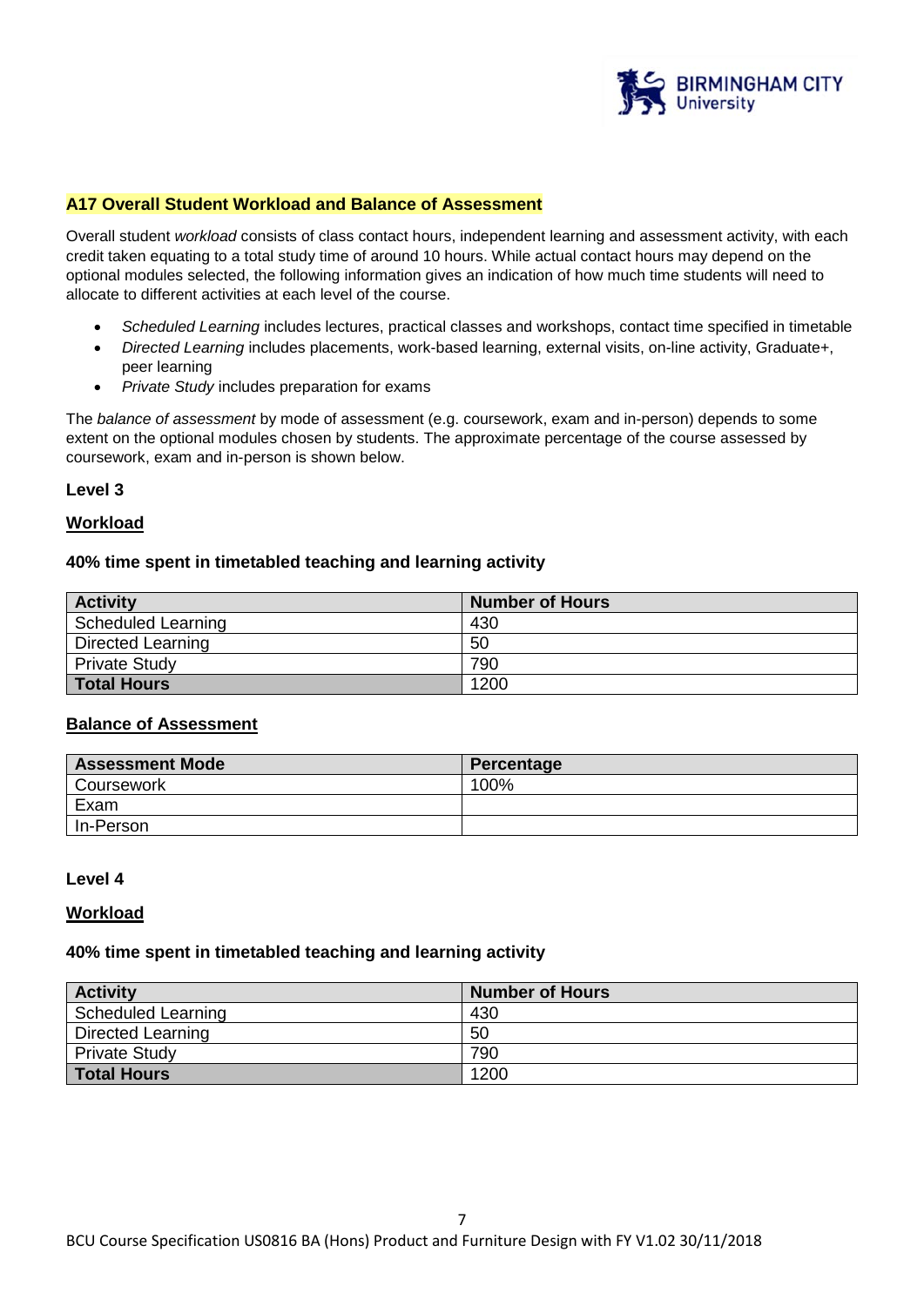## A17 Overall Student Workload and Balance of Assessment

Overall student *workload* consists of class contact hours, independent learning and assessment activity, with each credit taken equating to a total study time of around 10 hours. While actual contact hours may depend on the optional modules selected, the following information gives an indication of how much time students will need to allocate to different activities at each level of the course.

- *Scheduled Learning* includes lectures, practical classes and workshops, contact time specified in timetable
- *Directed Learning* includes placements, work-based learning, external visits, on-line activity, Graduate+, peer learning
- *Private Study* includes preparation for exams

The *balance of assessment* by mode of assessment (e.g. coursework, exam and in-person) depends to some extent on the optional modules chosen by students. The approximate percentage of the course assessed by coursework, exam and in-person is shown below.

### Level 3

**Workload**

**40% time spent in timetabled teaching and learning activity**

| Activity | Number of Hours |
|---|---|
| Scheduled Learning | 430 |
| Directed Learning | 50 |
| Private Study | 790 |
| **Total Hours** | 1200 |

**Balance of Assessment**

| Assessment Mode | Percentage |
|---|---|
| Coursework | 100% |
| Exam | |
| In-Person | |

### Level 4

**Workload**

**40% time spent in timetabled teaching and learning activity**

| Activity | Number of Hours |
|---|---|
| Scheduled Learning | 430 |
| Directed Learning | 50 |
| Private Study | 790 |
| **Total Hours** | 1200 |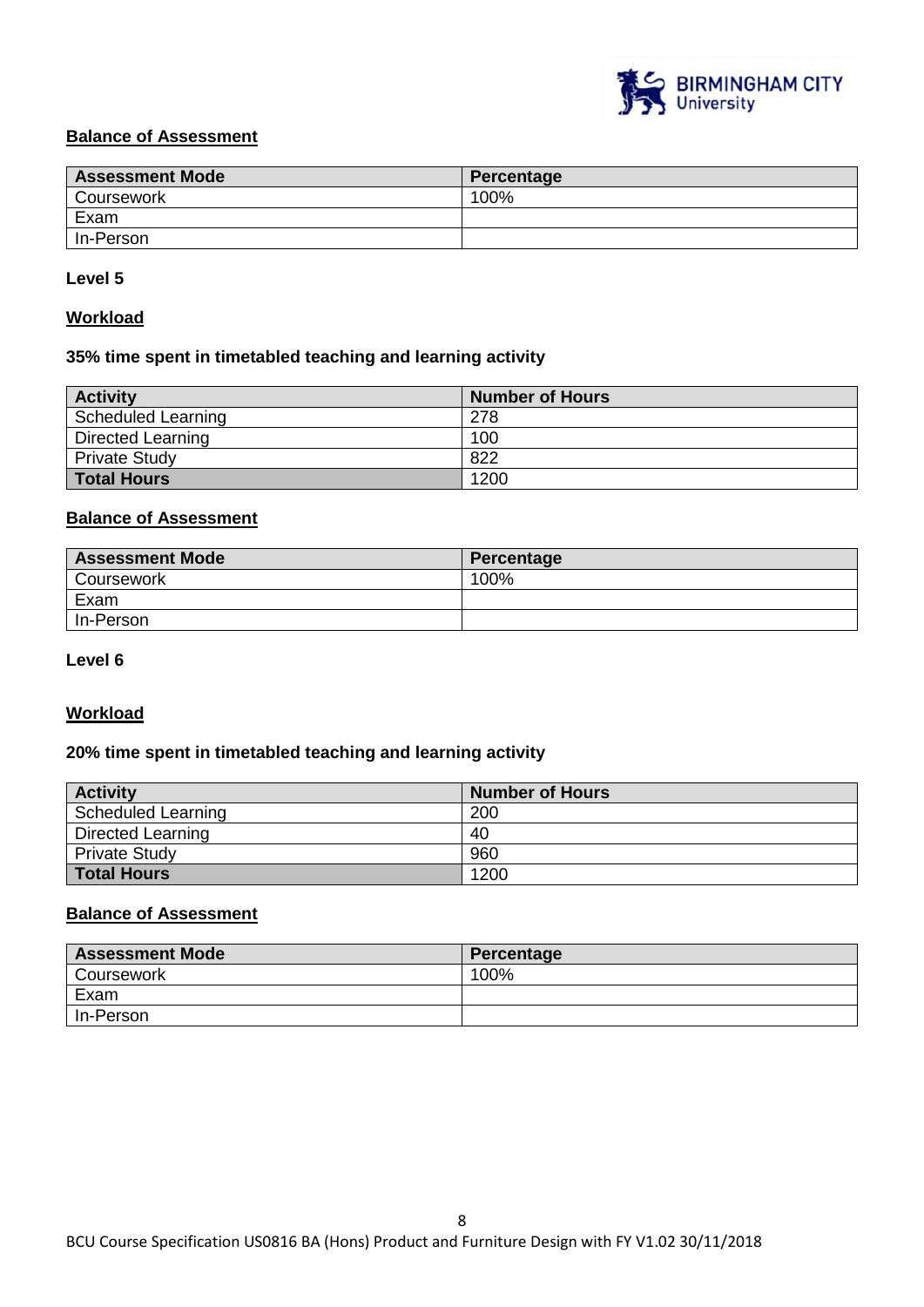## Balance of Assessment

| Assessment Mode | Percentage |
|---|---|
| Coursework | 100% |
| Exam | |
| In-Person | |

**Level 5**

## Workload

**35% time spent in timetabled teaching and learning activity**

| Activity | Number of Hours |
|---|---|
| Scheduled Learning | 278 |
| Directed Learning | 100 |
| Private Study | 822 |
| **Total Hours** | 1200 |

## Balance of Assessment

| Assessment Mode | Percentage |
|---|---|
| Coursework | 100% |
| Exam | |
| In-Person | |

**Level 6**

## Workload

**20% time spent in timetabled teaching and learning activity**

| Activity | Number of Hours |
|---|---|
| Scheduled Learning | 200 |
| Directed Learning | 40 |
| Private Study | 960 |
| **Total Hours** | 1200 |

## Balance of Assessment

| Assessment Mode | Percentage |
|---|---|
| Coursework | 100% |
| Exam | |
| In-Person | |